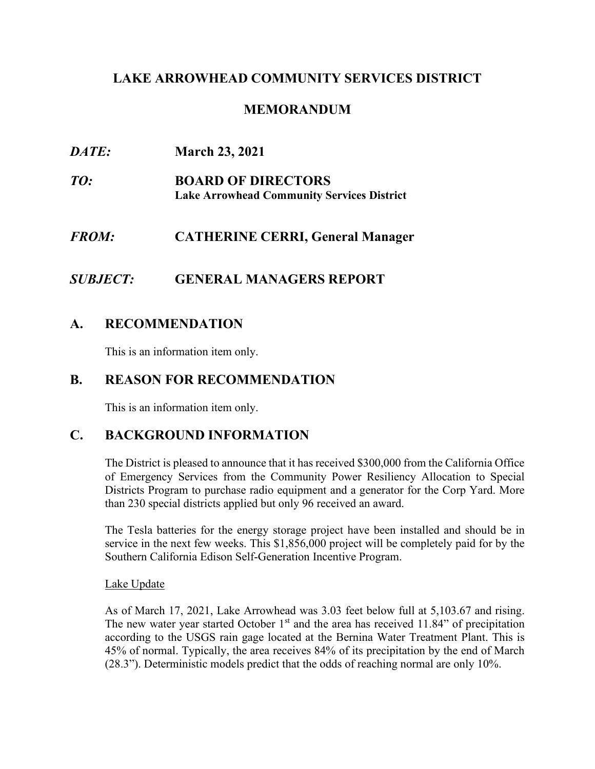# LAKE ARROWHEAD COMMUNITY SERVICES DISTRICT

## MEMORANDUM

***DATE:*** **March 23, 2021**

***TO:*** **BOARD OF DIRECTORS**
**Lake Arrowhead Community Services District**

***FROM:*** **CATHERINE CERRI, General Manager**

***SUBJECT:*** **GENERAL MANAGERS REPORT**

## A. RECOMMENDATION

This is an information item only.

## B. REASON FOR RECOMMENDATION

This is an information item only.

## C. BACKGROUND INFORMATION

The District is pleased to announce that it has received $300,000 from the California Office of Emergency Services from the Community Power Resiliency Allocation to Special Districts Program to purchase radio equipment and a generator for the Corp Yard. More than 230 special districts applied but only 96 received an award.

The Tesla batteries for the energy storage project have been installed and should be in service in the next few weeks. This $1,856,000 project will be completely paid for by the Southern California Edison Self-Generation Incentive Program.

Lake Update

As of March 17, 2021, Lake Arrowhead was 3.03 feet below full at 5,103.67 and rising. The new water year started October 1st and the area has received 11.84" of precipitation according to the USGS rain gage located at the Bernina Water Treatment Plant. This is 45% of normal. Typically, the area receives 84% of its precipitation by the end of March (28.3"). Deterministic models predict that the odds of reaching normal are only 10%.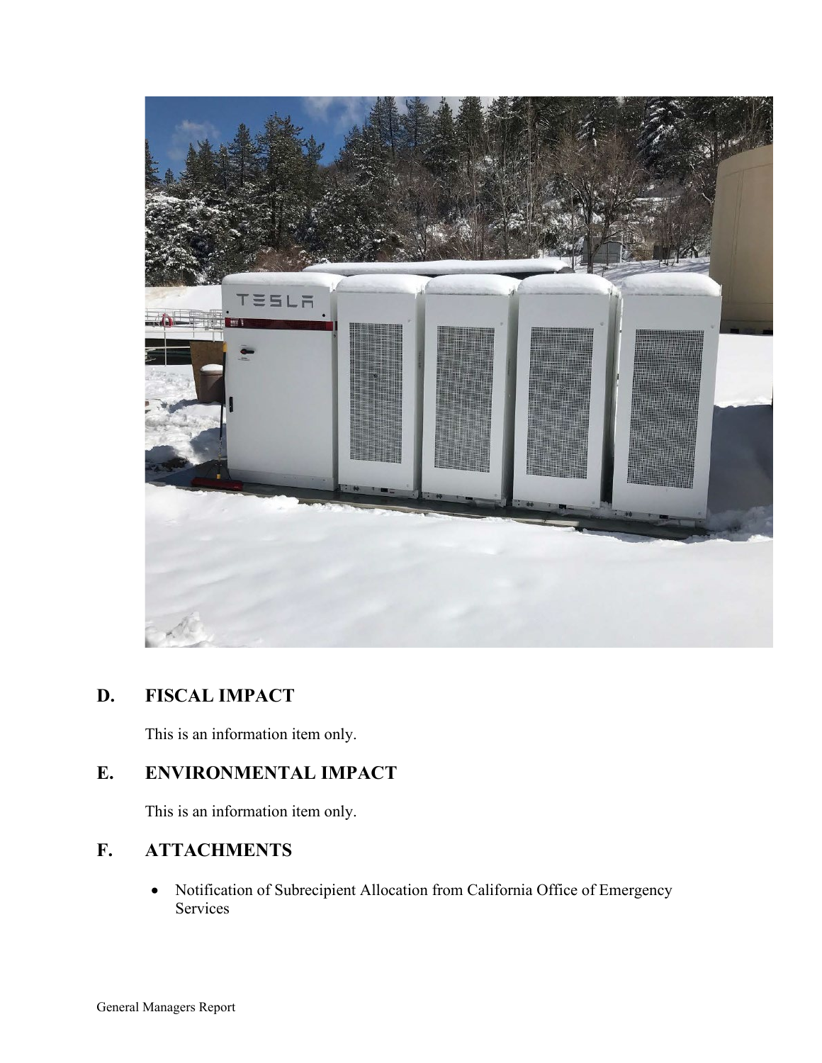## D. FISCAL IMPACT

This is an information item only.

## E. ENVIRONMENTAL IMPACT

This is an information item only.

## F. ATTACHMENTS

- Notification of Subrecipient Allocation from California Office of Emergency Services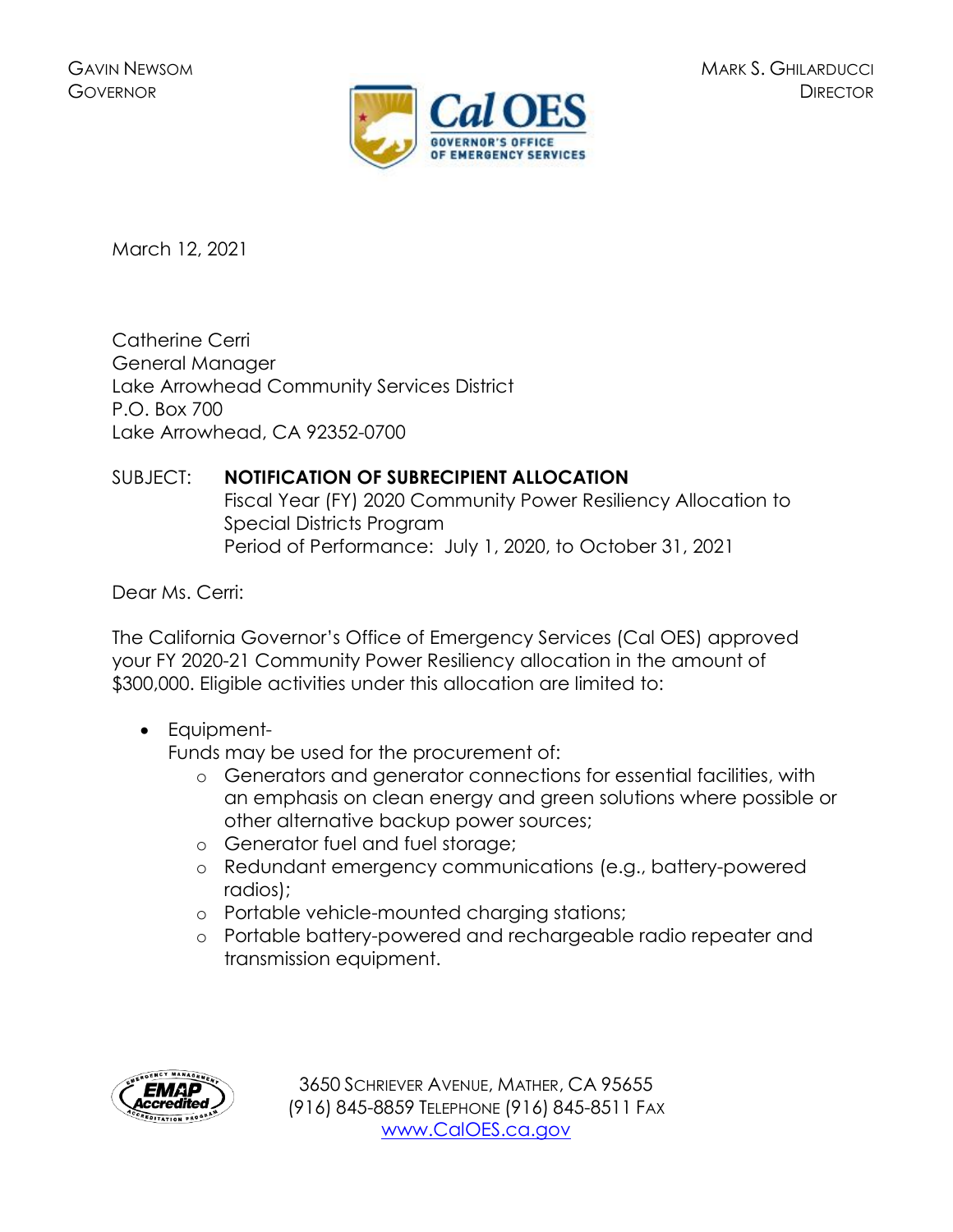GAVIN NEWSOM
GOVERNOR

MARK S. GHILARDUCCI
DIRECTOR

March 12, 2021

Catherine Cerri
General Manager
Lake Arrowhead Community Services District
P.O. Box 700
Lake Arrowhead, CA 92352-0700

SUBJECT: **NOTIFICATION OF SUBRECIPIENT ALLOCATION**
Fiscal Year (FY) 2020 Community Power Resiliency Allocation to Special Districts Program
Period of Performance: July 1, 2020, to October 31, 2021

Dear Ms. Cerri:

The California Governor's Office of Emergency Services (Cal OES) approved your FY 2020-21 Community Power Resiliency allocation in the amount of $300,000. Eligible activities under this allocation are limited to:

- Equipment-
  Funds may be used for the procurement of:
  - Generators and generator connections for essential facilities, with an emphasis on clean energy and green solutions where possible or other alternative backup power sources;
  - Generator fuel and fuel storage;
  - Redundant emergency communications (e.g., battery-powered radios);
  - Portable vehicle-mounted charging stations;
  - Portable battery-powered and rechargeable radio repeater and transmission equipment.

3650 SCHRIEVER AVENUE, MATHER, CA 95655
(916) 845-8859 TELEPHONE (916) 845-8511 FAX
www.CalOES.ca.gov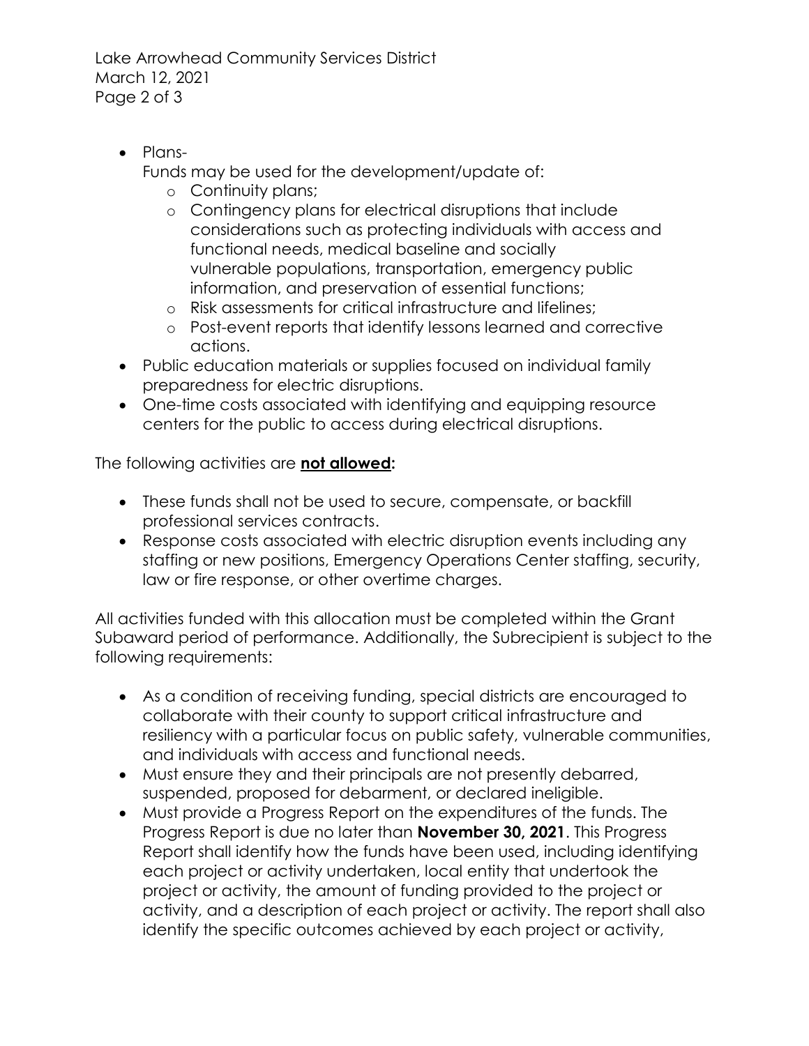- Plans-
  Funds may be used for the development/update of:
  - Continuity plans;
  - Contingency plans for electrical disruptions that include considerations such as protecting individuals with access and functional needs, medical baseline and socially vulnerable populations, transportation, emergency public information, and preservation of essential functions;
  - Risk assessments for critical infrastructure and lifelines;
  - Post-event reports that identify lessons learned and corrective actions.
- Public education materials or supplies focused on individual family preparedness for electric disruptions.
- One-time costs associated with identifying and equipping resource centers for the public to access during electrical disruptions.

The following activities are **not allowed:**

- These funds shall not be used to secure, compensate, or backfill professional services contracts.
- Response costs associated with electric disruption events including any staffing or new positions, Emergency Operations Center staffing, security, law or fire response, or other overtime charges.

All activities funded with this allocation must be completed within the Grant Subaward period of performance. Additionally, the Subrecipient is subject to the following requirements:

- As a condition of receiving funding, special districts are encouraged to collaborate with their county to support critical infrastructure and resiliency with a particular focus on public safety, vulnerable communities, and individuals with access and functional needs.
- Must ensure they and their principals are not presently debarred, suspended, proposed for debarment, or declared ineligible.
- Must provide a Progress Report on the expenditures of the funds. The Progress Report is due no later than **November 30, 2021**. This Progress Report shall identify how the funds have been used, including identifying each project or activity undertaken, local entity that undertook the project or activity, the amount of funding provided to the project or activity, and a description of each project or activity. The report shall also identify the specific outcomes achieved by each project or activity,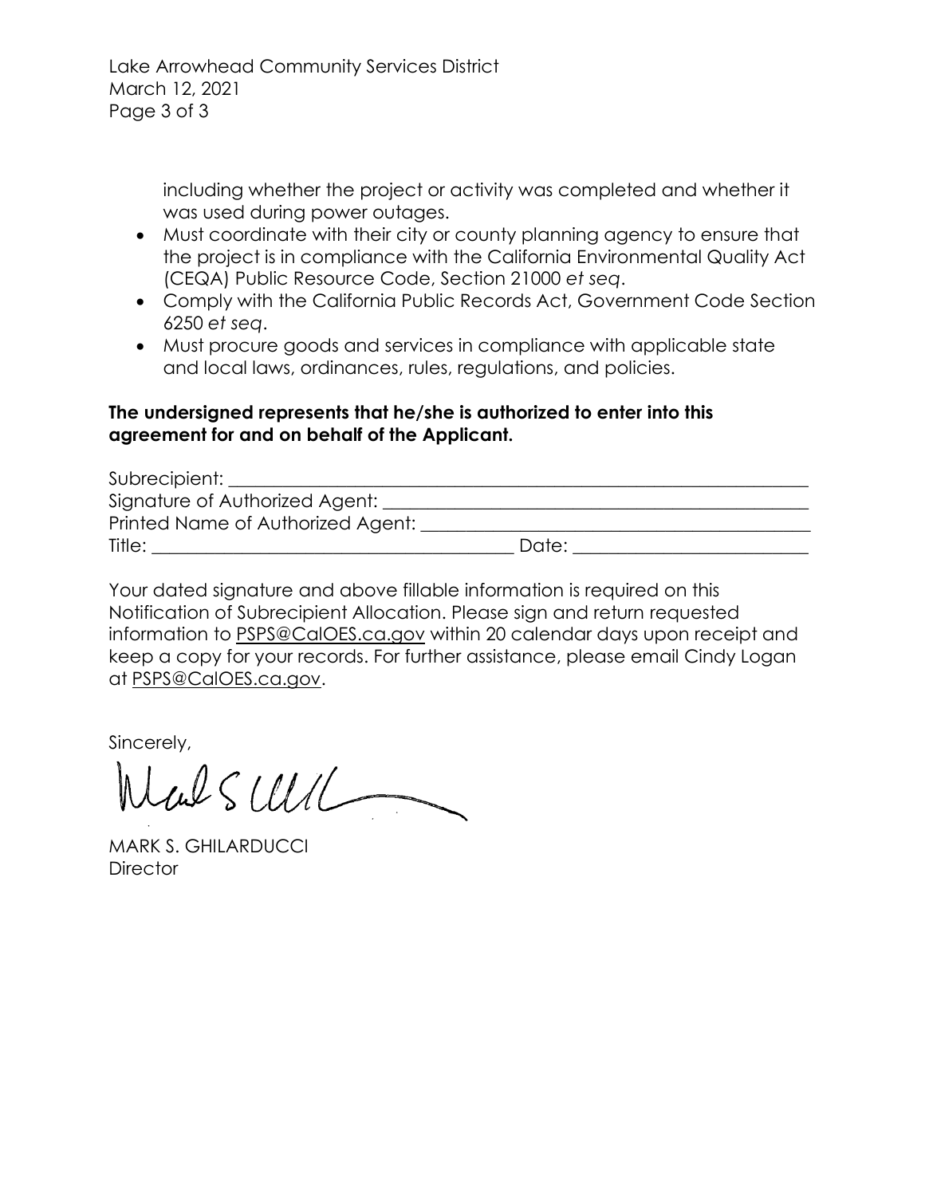including whether the project or activity was completed and whether it was used during power outages.

- Must coordinate with their city or county planning agency to ensure that the project is in compliance with the California Environmental Quality Act (CEQA) Public Resource Code, Section 21000 *et seq*.
- Comply with the California Public Records Act, Government Code Section 6250 *et seq*.
- Must procure goods and services in compliance with applicable state and local laws, ordinances, rules, regulations, and policies.

**The undersigned represents that he/she is authorized to enter into this agreement for and on behalf of the Applicant.**

Subrecipient: ___________________________________________________________

Signature of Authorized Agent: ____________________________________________

Printed Name of Authorized Agent: _________________________________________

Title: ____________________________________ Date: _______________________

Your dated signature and above fillable information is required on this Notification of Subrecipient Allocation. Please sign and return requested information to PSPS@CalOES.ca.gov within 20 calendar days upon receipt and keep a copy for your records. For further assistance, please email Cindy Logan at PSPS@CalOES.ca.gov.

Sincerely,

MARK S. GHILARDUCCI
Director